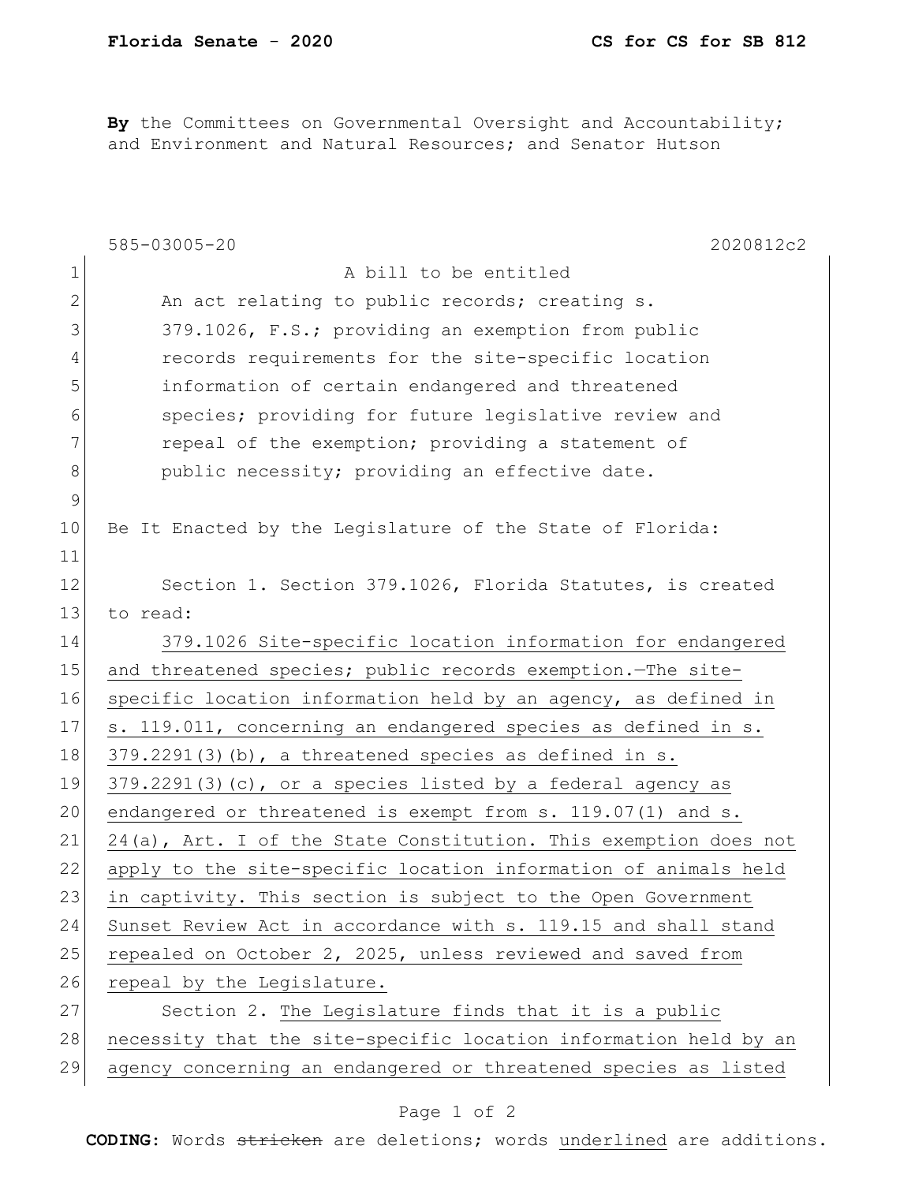**By** the Committees on Governmental Oversight and Accountability; and Environment and Natural Resources; and Senator Hutson

585-03005-20 2020812c2

A bill to be entitled

An act relating to public records; creating s. 379.1026, F.S.; providing an exemption from public records requirements for the site-specific location information of certain endangered and threatened species; providing for future legislative review and repeal of the exemption; providing a statement of public necessity; providing an effective date.

Be It Enacted by the Legislature of the State of Florida:

Section 1. Section 379.1026, Florida Statutes, is created to read:

379.1026 Site-specific location information for endangered and threatened species; public records exemption.—The site-specific location information held by an agency, as defined in s. 119.011, concerning an endangered species as defined in s. 379.2291(3)(b), a threatened species as defined in s. 379.2291(3)(c), or a species listed by a federal agency as endangered or threatened is exempt from s. 119.07(1) and s. 24(a), Art. I of the State Constitution. This exemption does not apply to the site-specific location information of animals held in captivity. This section is subject to the Open Government Sunset Review Act in accordance with s. 119.15 and shall stand repealed on October 2, 2025, unless reviewed and saved from repeal by the Legislature.

Section 2. The Legislature finds that it is a public necessity that the site-specific location information held by an agency concerning an endangered or threatened species as listed

**CODING:** Words ~~stricken~~ are deletions; words underlined are additions.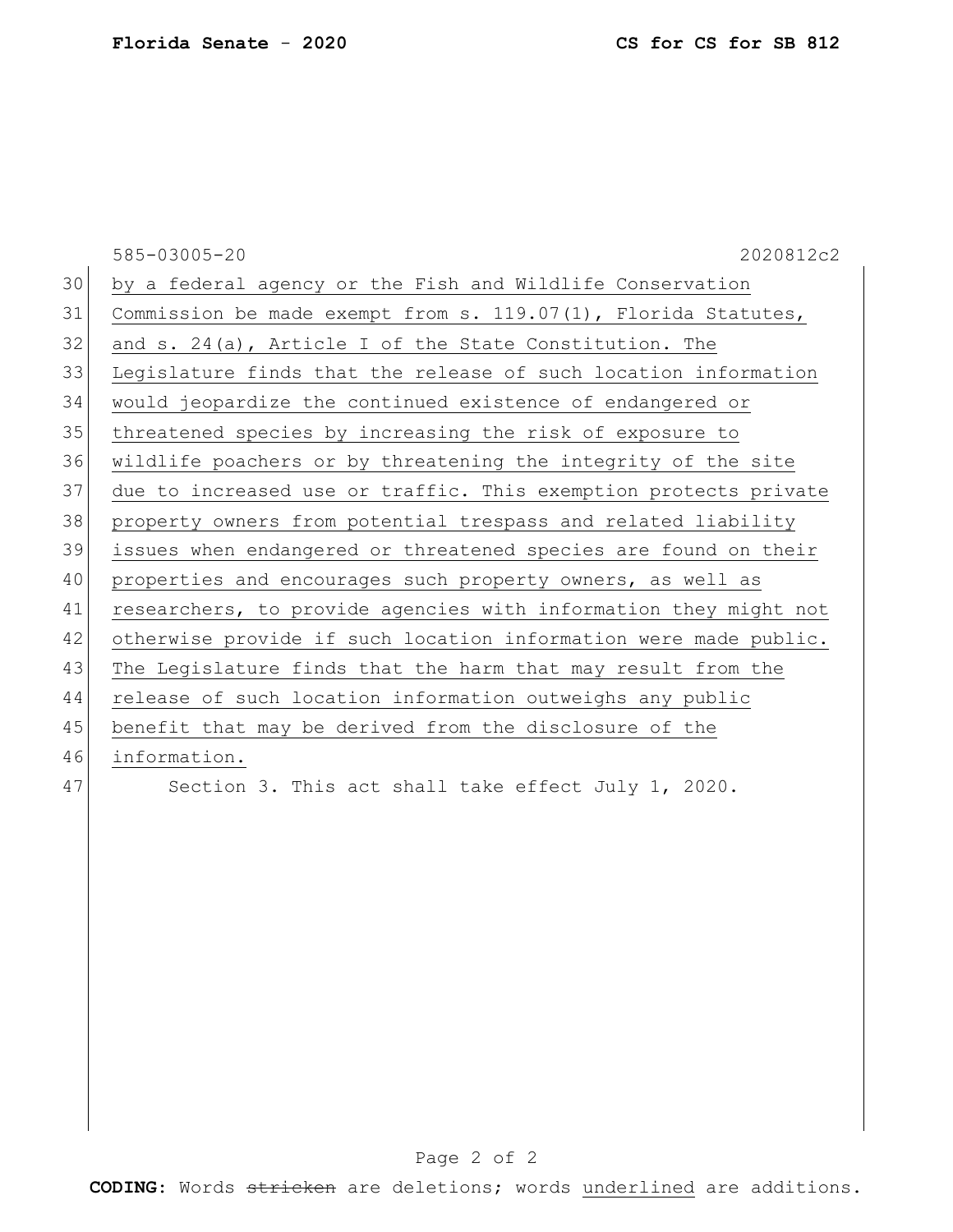585-03005-20 2020812c2

by a federal agency or the Fish and Wildlife Conservation Commission be made exempt from s. 119.07(1), Florida Statutes, and s. 24(a), Article I of the State Constitution. The Legislature finds that the release of such location information would jeopardize the continued existence of endangered or threatened species by increasing the risk of exposure to wildlife poachers or by threatening the integrity of the site due to increased use or traffic. This exemption protects private property owners from potential trespass and related liability issues when endangered or threatened species are found on their properties and encourages such property owners, as well as researchers, to provide agencies with information they might not otherwise provide if such location information were made public. The Legislature finds that the harm that may result from the release of such location information outweighs any public benefit that may be derived from the disclosure of the information.

Section 3. This act shall take effect July 1, 2020.

**CODING:** Words ~~stricken~~ are deletions; words underlined are additions.